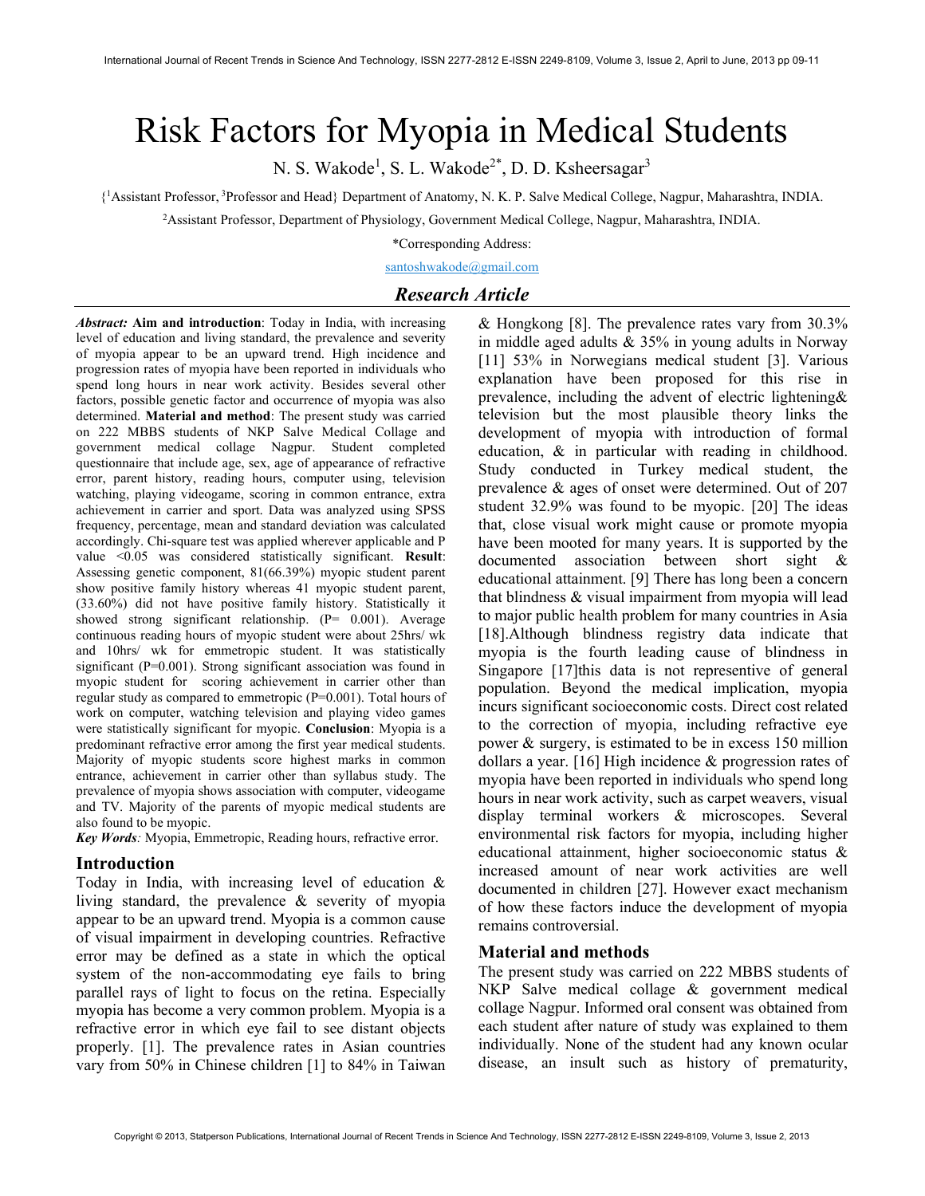# Risk Factors for Myopia in Medical Students

N. S. Wakode[1], S. L. Wakode[2*], D. D. Ksheersagar[3]

{[1]Assistant Professor, [3]Professor and Head} Department of Anatomy, N. K. P. Salve Medical College, Nagpur, Maharashtra, INDIA.

[2]Assistant Professor, Department of Physiology, Government Medical College, Nagpur, Maharashtra, INDIA.

*Corresponding Address:

santoshwakode@gmail.com

## *Research Article*

***Abstract:*** **Aim and introduction**: Today in India, with increasing level of education and living standard, the prevalence and severity of myopia appear to be an upward trend. High incidence and progression rates of myopia have been reported in individuals who spend long hours in near work activity. Besides several other factors, possible genetic factor and occurrence of myopia was also determined. **Material and method**: The present study was carried on 222 MBBS students of NKP Salve Medical Collage and government medical collage Nagpur. Student completed questionnaire that include age, sex, age of appearance of refractive error, parent history, reading hours, computer using, television watching, playing videogame, scoring in common entrance, extra achievement in carrier and sport. Data was analyzed using SPSS frequency, percentage, mean and standard deviation was calculated accordingly. Chi-square test was applied wherever applicable and P value <0.05 was considered statistically significant. **Result**: Assessing genetic component, 81(66.39%) myopic student parent show positive family history whereas 41 myopic student parent, (33.60%) did not have positive family history. Statistically it showed strong significant relationship. (P= 0.001). Average continuous reading hours of myopic student were about 25hrs/ wk and 10hrs/ wk for emmetropic student. It was statistically significant (P=0.001). Strong significant association was found in myopic student for scoring achievement in carrier other than regular study as compared to emmetropic (P=0.001). Total hours of work on computer, watching television and playing video games were statistically significant for myopic. **Conclusion**: Myopia is a predominant refractive error among the first year medical students. Majority of myopic students score highest marks in common entrance, achievement in carrier other than syllabus study. The prevalence of myopia shows association with computer, videogame and TV. Majority of the parents of myopic medical students are also found to be myopic.

***Key Words****:* Myopia, Emmetropic, Reading hours, refractive error.

## Introduction

Today in India, with increasing level of education & living standard, the prevalence & severity of myopia appear to be an upward trend. Myopia is a common cause of visual impairment in developing countries. Refractive error may be defined as a state in which the optical system of the non-accommodating eye fails to bring parallel rays of light to focus on the retina. Especially myopia has become a very common problem. Myopia is a refractive error in which eye fail to see distant objects properly. [1]. The prevalence rates in Asian countries vary from 50% in Chinese children [1] to 84% in Taiwan & Hongkong [8]. The prevalence rates vary from 30.3% in middle aged adults & 35% in young adults in Norway [11] 53% in Norwegians medical student [3]. Various explanation have been proposed for this rise in prevalence, including the advent of electric lightening& television but the most plausible theory links the development of myopia with introduction of formal education, & in particular with reading in childhood. Study conducted in Turkey medical student, the prevalence & ages of onset were determined. Out of 207 student 32.9% was found to be myopic. [20] The ideas that, close visual work might cause or promote myopia have been mooted for many years. It is supported by the documented association between short sight & educational attainment. [9] There has long been a concern that blindness & visual impairment from myopia will lead to major public health problem for many countries in Asia [18].Although blindness registry data indicate that myopia is the fourth leading cause of blindness in Singapore [17]this data is not representive of general population. Beyond the medical implication, myopia incurs significant socioeconomic costs. Direct cost related to the correction of myopia, including refractive eye power & surgery, is estimated to be in excess 150 million dollars a year. [16] High incidence & progression rates of myopia have been reported in individuals who spend long hours in near work activity, such as carpet weavers, visual display terminal workers & microscopes. Several environmental risk factors for myopia, including higher educational attainment, higher socioeconomic status & increased amount of near work activities are well documented in children [27]. However exact mechanism of how these factors induce the development of myopia remains controversial.

## Material and methods

The present study was carried on 222 MBBS students of NKP Salve medical collage & government medical collage Nagpur. Informed oral consent was obtained from each student after nature of study was explained to them individually. None of the student had any known ocular disease, an insult such as history of prematurity,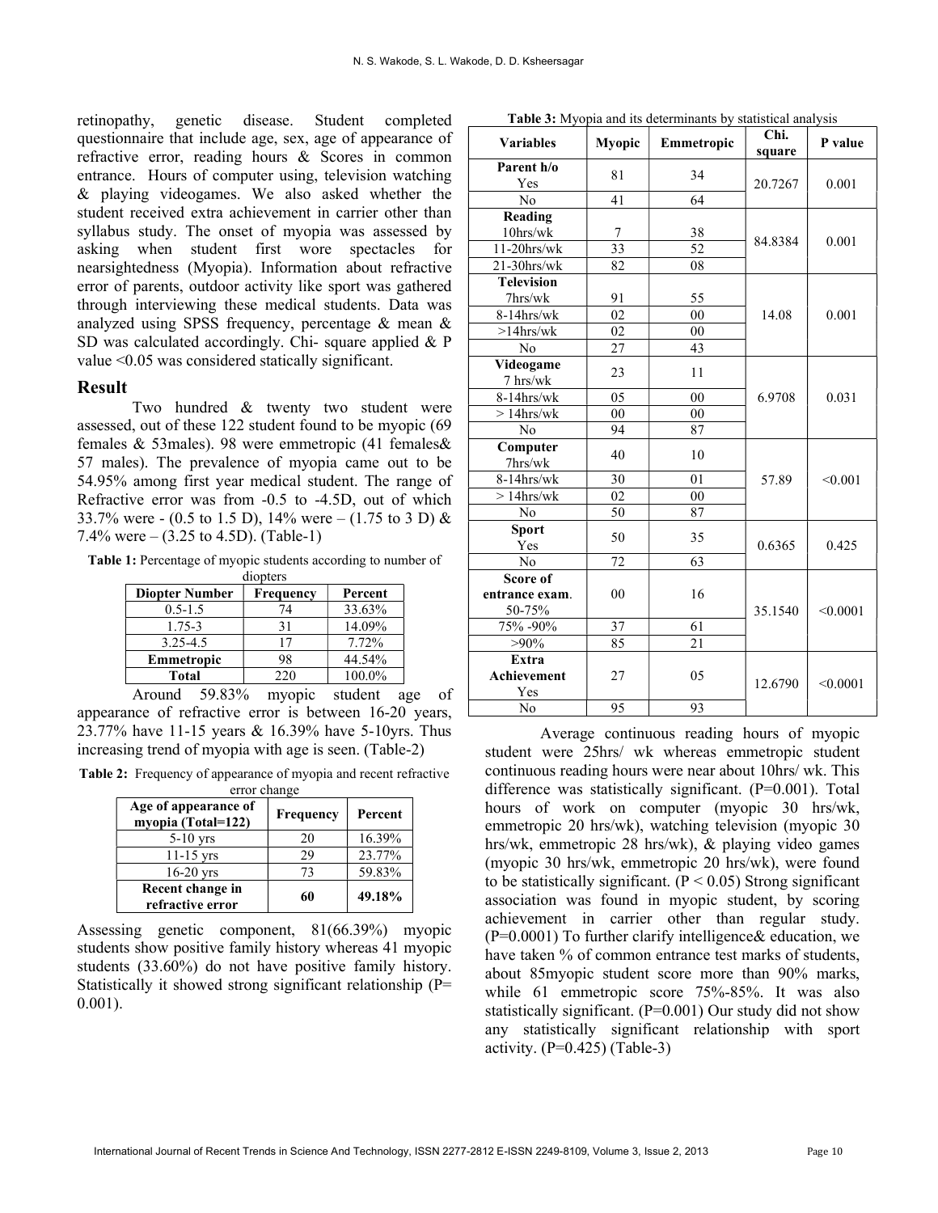retinopathy, genetic disease. Student completed questionnaire that include age, sex, age of appearance of refractive error, reading hours & Scores in common entrance. Hours of computer using, television watching & playing videogames. We also asked whether the student received extra achievement in carrier other than syllabus study. The onset of myopia was assessed by asking when student first wore spectacles for nearsightedness (Myopia). Information about refractive error of parents, outdoor activity like sport was gathered through interviewing these medical students. Data was analyzed using SPSS frequency, percentage & mean & SD was calculated accordingly. Chi- square applied & P value <0.05 was considered statically significant.

## Result

Two hundred & twenty two student were assessed, out of these 122 student found to be myopic (69 females & 53males). 98 were emmetropic (41 females& 57 males). The prevalence of myopia came out to be 54.95% among first year medical student. The range of Refractive error was from -0.5 to -4.5D, out of which 33.7% were - (0.5 to 1.5 D), 14% were – (1.75 to 3 D) & 7.4% were – (3.25 to 4.5D). (Table-1)

**Table 1:** Percentage of myopic students according to number of diopters

| Diopter Number | Frequency | Percent |
|---|---|---|
| 0.5-1.5 | 74 | 33.63% |
| 1.75-3 | 31 | 14.09% |
| 3.25-4.5 | 17 | 7.72% |
| **Emmetropic** | 98 | 44.54% |
| **Total** | 220 | 100.0% |

Around 59.83% myopic student age of appearance of refractive error is between 16-20 years, 23.77% have 11-15 years & 16.39% have 5-10yrs. Thus increasing trend of myopia with age is seen. (Table-2)

**Table 2:** Frequency of appearance of myopia and recent refractive error change

| Age of appearance of myopia (Total=122) | Frequency | Percent |
|---|---|---|
| 5-10 yrs | 20 | 16.39% |
| 11-15 yrs | 29 | 23.77% |
| 16-20 yrs | 73 | 59.83% |
| **Recent change in refractive error** | 60 | **49.18%** |

Assessing genetic component, 81(66.39%) myopic students show positive family history whereas 41 myopic students (33.60%) do not have positive family history. Statistically it showed strong significant relationship (P= 0.001).

**Table 3:** Myopia and its determinants by statistical analysis

| Variables | Myopic | Emmetropic | Chi. square | P value |
|---|---|---|---|---|
| **Parent h/o** Yes | 81 | 34 | 20.7267 | 0.001 |
| No | 41 | 64 | | |
| **Reading** 10hrs/wk | 7 | 38 | 84.8384 | 0.001 |
| 11-20hrs/wk | 33 | 52 | | |
| 21-30hrs/wk | 82 | 08 | | |
| **Television** 7hrs/wk | 91 | 55 | 14.08 | 0.001 |
| 8-14hrs/wk | 02 | 00 | | |
| >14hrs/wk | 02 | 00 | | |
| No | 27 | 43 | | |
| **Videogame** 7 hrs/wk | 23 | 11 | 6.9708 | 0.031 |
| 8-14hrs/wk | 05 | 00 | | |
| > 14hrs/wk | 00 | 00 | | |
| No | 94 | 87 | | |
| **Computer** 7hrs/wk | 40 | 10 | 57.89 | <0.001 |
| 8-14hrs/wk | 30 | 01 | | |
| > 14hrs/wk | 02 | 00 | | |
| No | 50 | 87 | | |
| **Sport** Yes | 50 | 35 | 0.6365 | 0.425 |
| No | 72 | 63 | | |
| **Score of entrance exam**. 50-75% | 00 | 16 | 35.1540 | <0.0001 |
| 75% -90% | 37 | 61 | | |
| >90% | 85 | 21 | | |
| **Extra Achievement** Yes | 27 | 05 | 12.6790 | <0.0001 |
| No | 95 | 93 | | |

Average continuous reading hours of myopic student were 25hrs/ wk whereas emmetropic student continuous reading hours were near about 10hrs/ wk. This difference was statistically significant. (P=0.001). Total hours of work on computer (myopic 30 hrs/wk, emmetropic 20 hrs/wk), watching television (myopic 30 hrs/wk, emmetropic 28 hrs/wk), & playing video games (myopic 30 hrs/wk, emmetropic 20 hrs/wk), were found to be statistically significant. (P < 0.05) Strong significant association was found in myopic student, by scoring achievement in carrier other than regular study. (P=0.0001) To further clarify intelligence& education, we have taken % of common entrance test marks of students, about 85myopic student score more than 90% marks, while 61 emmetropic score 75%-85%. It was also statistically significant. (P=0.001) Our study did not show any statistically significant relationship with sport activity. (P=0.425) (Table-3)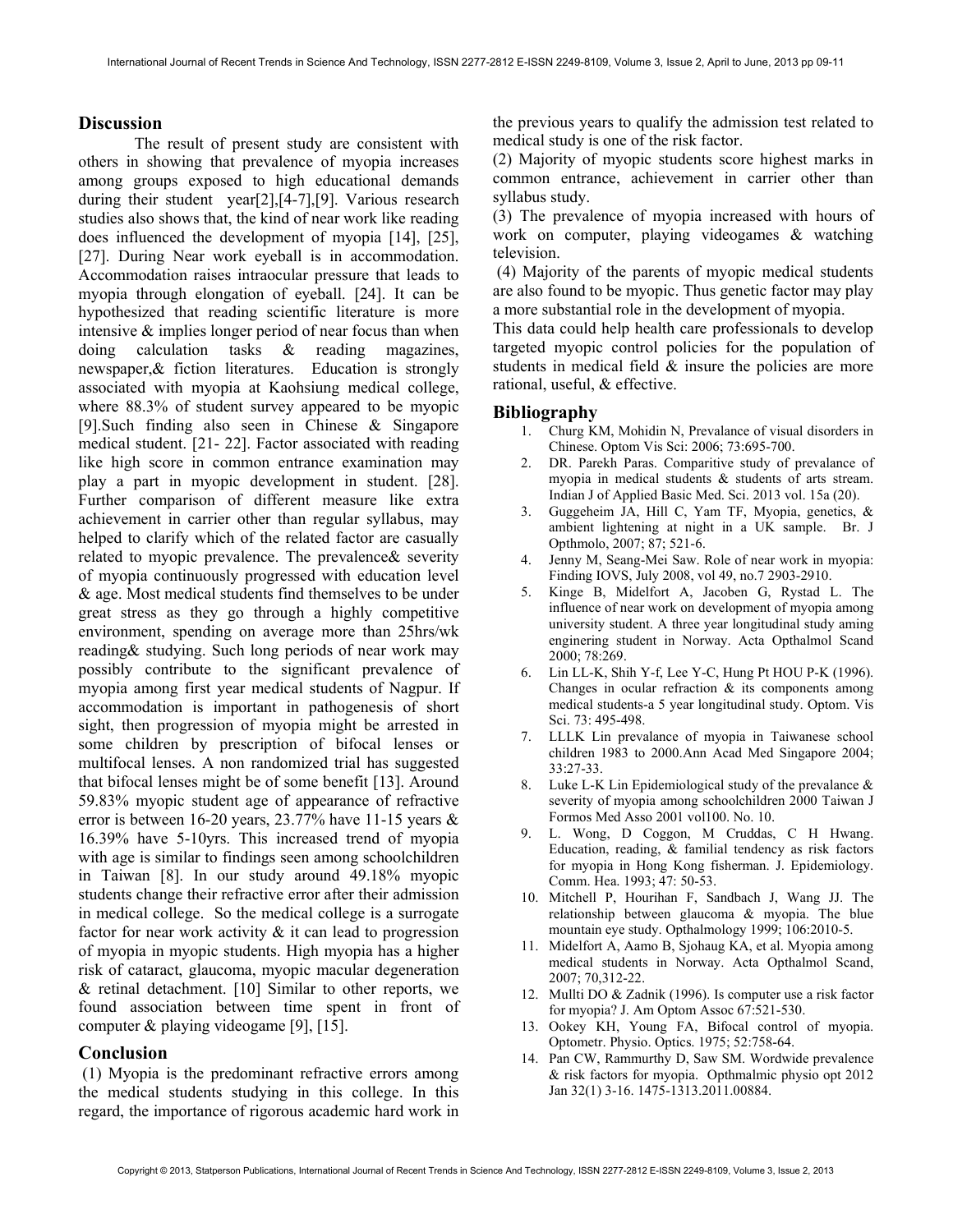## Discussion

The result of present study are consistent with others in showing that prevalence of myopia increases among groups exposed to high educational demands during their student year[2],[4-7],[9]. Various research studies also shows that, the kind of near work like reading does influenced the development of myopia [14], [25], [27]. During Near work eyeball is in accommodation. Accommodation raises intraocular pressure that leads to myopia through elongation of eyeball. [24]. It can be hypothesized that reading scientific literature is more intensive & implies longer period of near focus than when doing calculation tasks & reading magazines, newspaper,& fiction literatures. Education is strongly associated with myopia at Kaohsiung medical college, where 88.3% of student survey appeared to be myopic [9].Such finding also seen in Chinese & Singapore medical student. [21- 22]. Factor associated with reading like high score in common entrance examination may play a part in myopic development in student. [28]. Further comparison of different measure like extra achievement in carrier other than regular syllabus, may helped to clarify which of the related factor are casually related to myopic prevalence. The prevalence& severity of myopia continuously progressed with education level & age. Most medical students find themselves to be under great stress as they go through a highly competitive environment, spending on average more than 25hrs/wk reading& studying. Such long periods of near work may possibly contribute to the significant prevalence of myopia among first year medical students of Nagpur. If accommodation is important in pathogenesis of short sight, then progression of myopia might be arrested in some children by prescription of bifocal lenses or multifocal lenses. A non randomized trial has suggested that bifocal lenses might be of some benefit [13]. Around 59.83% myopic student age of appearance of refractive error is between 16-20 years, 23.77% have 11-15 years & 16.39% have 5-10yrs. This increased trend of myopia with age is similar to findings seen among schoolchildren in Taiwan [8]. In our study around 49.18% myopic students change their refractive error after their admission in medical college. So the medical college is a surrogate factor for near work activity & it can lead to progression of myopia in myopic students. High myopia has a higher risk of cataract, glaucoma, myopic macular degeneration & retinal detachment. [10] Similar to other reports, we found association between time spent in front of computer & playing videogame [9], [15].

## Conclusion

(1) Myopia is the predominant refractive errors among the medical students studying in this college. In this regard, the importance of rigorous academic hard work in the previous years to qualify the admission test related to medical study is one of the risk factor.

(2) Majority of myopic students score highest marks in common entrance, achievement in carrier other than syllabus study.

(3) The prevalence of myopia increased with hours of work on computer, playing videogames & watching television.

(4) Majority of the parents of myopic medical students are also found to be myopic. Thus genetic factor may play a more substantial role in the development of myopia.

This data could help health care professionals to develop targeted myopic control policies for the population of students in medical field & insure the policies are more rational, useful, & effective.

## Bibliography

1. Churg KM, Mohidin N, Prevalance of visual disorders in Chinese. Optom Vis Sci: 2006; 73:695-700.
2. DR. Parekh Paras. Comparitive study of prevalance of myopia in medical students & students of arts stream. Indian J of Applied Basic Med. Sci. 2013 vol. 15a (20).
3. Guggeheim JA, Hill C, Yam TF, Myopia, genetics, & ambient lightening at night in a UK sample. Br. J Opthmolo, 2007; 87; 521-6.
4. Jenny M, Seang-Mei Saw. Role of near work in myopia: Finding IOVS, July 2008, vol 49, no.7 2903-2910.
5. Kinge B, Midelfort A, Jacoben G, Rystad L. The influence of near work on development of myopia among university student. A three year longitudinal study aming enginering student in Norway. Acta Opthalmol Scand 2000; 78:269.
6. Lin LL-K, Shih Y-f, Lee Y-C, Hung Pt HOU P-K (1996). Changes in ocular refraction & its components among medical students-a 5 year longitudinal study. Optom. Vis Sci. 73: 495-498.
7. LLLK Lin prevalance of myopia in Taiwanese school children 1983 to 2000.Ann Acad Med Singapore 2004; 33:27-33.
8. Luke L-K Lin Epidemiological study of the prevalance & severity of myopia among schoolchildren 2000 Taiwan J Formos Med Asso 2001 vol100. No. 10.
9. L. Wong, D Coggon, M Cruddas, C H Hwang. Education, reading, & familial tendency as risk factors for myopia in Hong Kong fisherman. J. Epidemiology. Comm. Hea. 1993; 47: 50-53.
10. Mitchell P, Hourihan F, Sandbach J, Wang JJ. The relationship between glaucoma & myopia. The blue mountain eye study. Opthalmology 1999; 106:2010-5.
11. Midelfort A, Aamo B, Sjohaug KA, et al. Myopia among medical students in Norway. Acta Opthalmol Scand, 2007; 70,312-22.
12. Mullti DO & Zadnik (1996). Is computer use a risk factor for myopia? J. Am Optom Assoc 67:521-530.
13. Ookey KH, Young FA, Bifocal control of myopia. Optometr. Physio. Optics. 1975; 52:758-64.
14. Pan CW, Rammurthy D, Saw SM. Wordwide prevalence & risk factors for myopia. Opthmalmic physio opt 2012 Jan 32(1) 3-16. 1475-1313.2011.00884.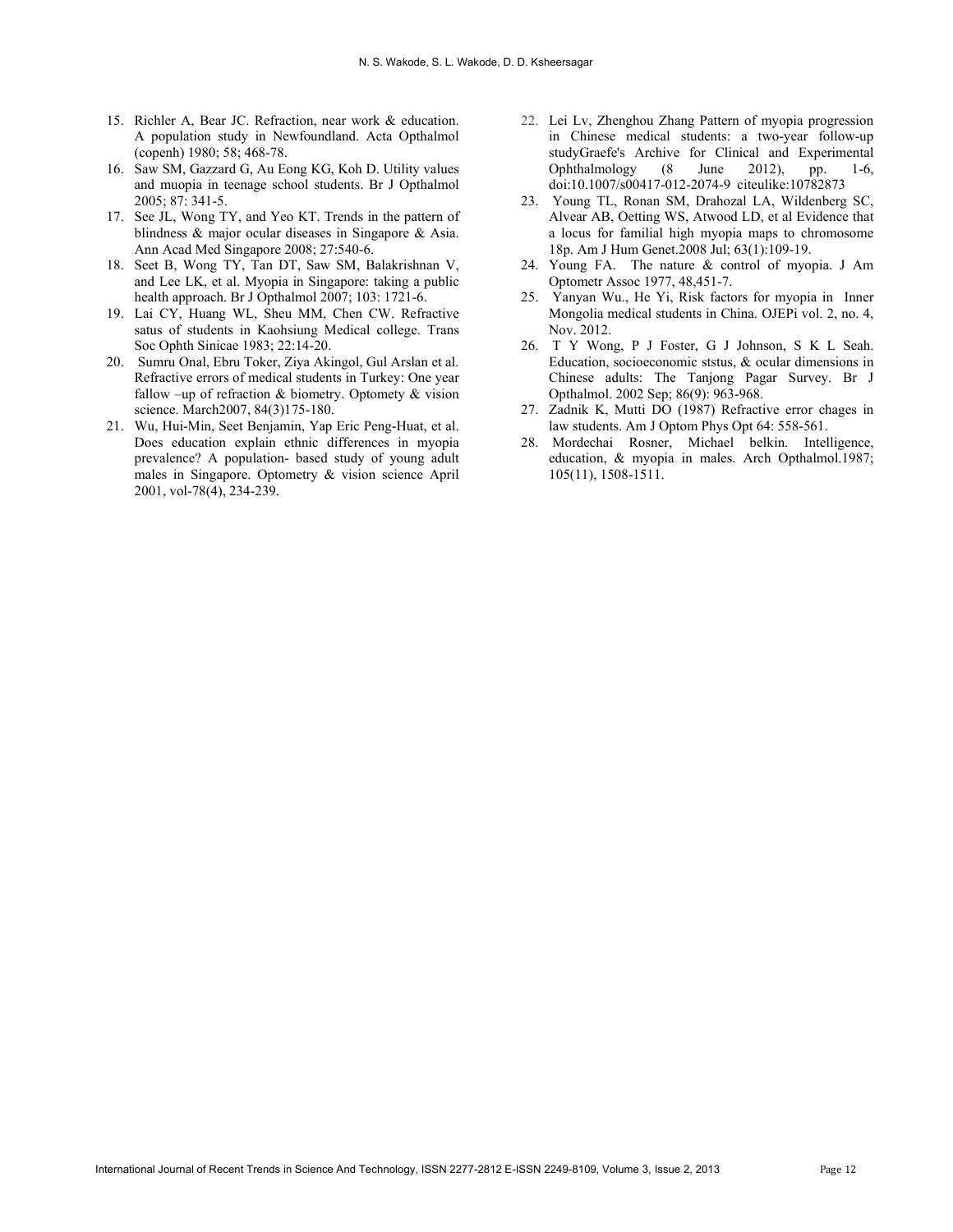15. Richler A, Bear JC. Refraction, near work & education. A population study in Newfoundland. Acta Opthalmol (copenh) 1980; 58; 468-78.
16. Saw SM, Gazzard G, Au Eong KG, Koh D. Utility values and muopia in teenage school students. Br J Opthalmol 2005; 87: 341-5.
17. See JL, Wong TY, and Yeo KT. Trends in the pattern of blindness & major ocular diseases in Singapore & Asia. Ann Acad Med Singapore 2008; 27:540-6.
18. Seet B, Wong TY, Tan DT, Saw SM, Balakrishnan V, and Lee LK, et al. Myopia in Singapore: taking a public health approach. Br J Opthalmol 2007; 103: 1721-6.
19. Lai CY, Huang WL, Sheu MM, Chen CW. Refractive satus of students in Kaohsiung Medical college. Trans Soc Ophth Sinicae 1983; 22:14-20.
20. Sumru Onal, Ebru Toker, Ziya Akingol, Gul Arslan et al. Refractive errors of medical students in Turkey: One year fallow –up of refraction & biometry. Optomety & vision science. March2007, 84(3)175-180.
21. Wu, Hui-Min, Seet Benjamin, Yap Eric Peng-Huat, et al. Does education explain ethnic differences in myopia prevalence? A population- based study of young adult males in Singapore. Optometry & vision science April 2001, vol-78(4), 234-239.
22. Lei Lv, Zhenghou Zhang Pattern of myopia progression in Chinese medical students: a two-year follow-up studyGraefe's Archive for Clinical and Experimental Ophthalmology (8 June 2012), pp. 1-6, doi:10.1007/s00417-012-2074-9 citeulike:10782873
23. Young TL, Ronan SM, Drahozal LA, Wildenberg SC, Alvear AB, Oetting WS, Atwood LD, et al Evidence that a locus for familial high myopia maps to chromosome 18p. Am J Hum Genet.2008 Jul; 63(1):109-19.
24. Young FA. The nature & control of myopia. J Am Optometr Assoc 1977, 48,451-7.
25. Yanyan Wu., He Yi, Risk factors for myopia in Inner Mongolia medical students in China. OJEPi vol. 2, no. 4, Nov. 2012.
26. T Y Wong, P J Foster, G J Johnson, S K L Seah. Education, socioeconomic ststus, & ocular dimensions in Chinese adults: The Tanjong Pagar Survey. Br J Opthalmol. 2002 Sep; 86(9): 963-968.
27. Zadnik K, Mutti DO (1987) Refractive error chages in law students. Am J Optom Phys Opt 64: 558-561.
28. Mordechai Rosner, Michael belkin. Intelligence, education, & myopia in males. Arch Opthalmol.1987; 105(11), 1508-1511.